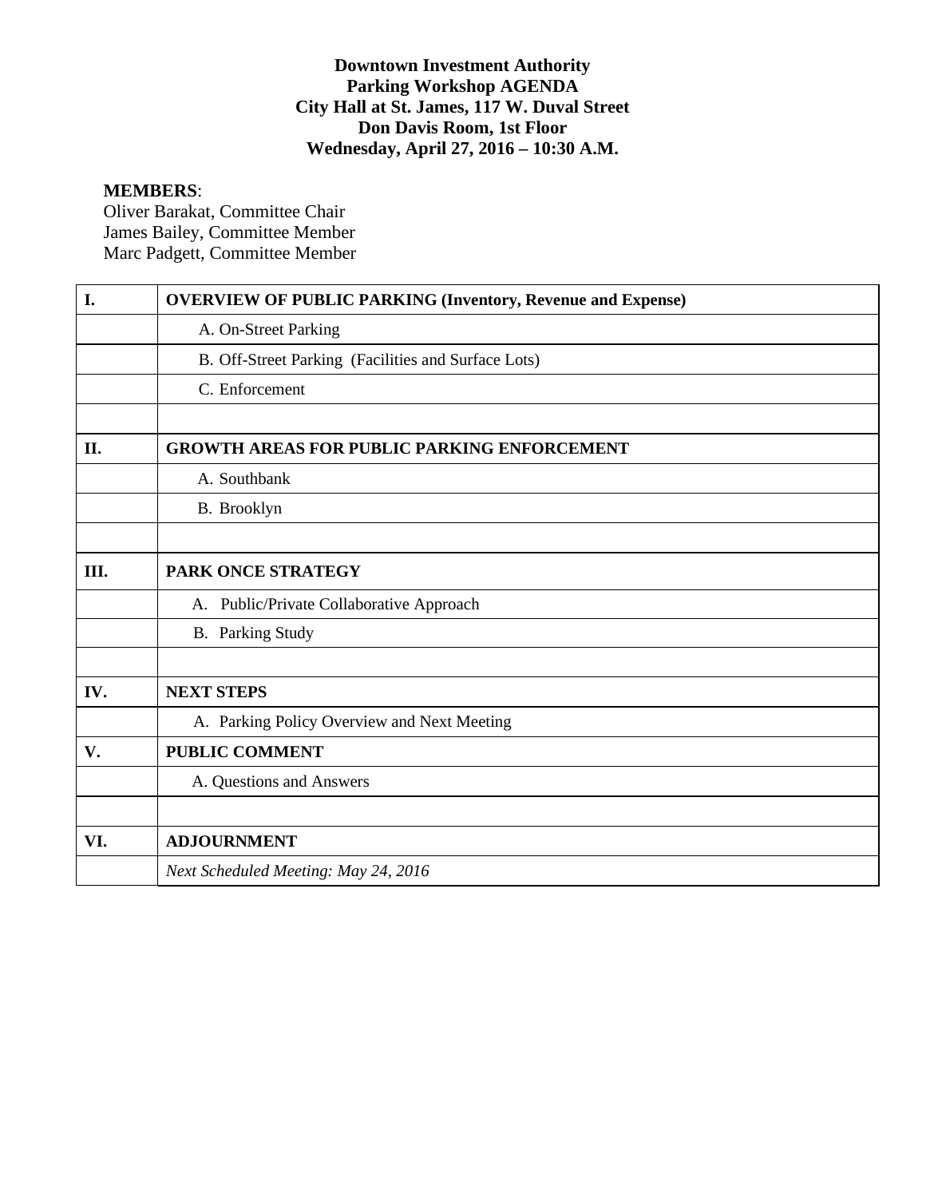**Downtown Investment Authority**
**Parking Workshop AGENDA**
**City Hall at St. James, 117 W. Duval Street**
**Don Davis Room, 1st Floor**
**Wednesday, April 27, 2016 – 10:30 A.M.**

**MEMBERS**:
Oliver Barakat, Committee Chair
James Bailey, Committee Member
Marc Padgett, Committee Member

| | |
|---|---|
| **I.** | **OVERVIEW OF PUBLIC PARKING (Inventory, Revenue and Expense)** |
| | A. On-Street Parking |
| | B. Off-Street Parking (Facilities and Surface Lots) |
| | C. Enforcement |
| | |
| **II.** | **GROWTH AREAS FOR PUBLIC PARKING ENFORCEMENT** |
| | A. Southbank |
| | B. Brooklyn |
| | |
| **III.** | **PARK ONCE STRATEGY** |
| | A. Public/Private Collaborative Approach |
| | B. Parking Study |
| | |
| **IV.** | **NEXT STEPS** |
| | A. Parking Policy Overview and Next Meeting |
| **V.** | **PUBLIC COMMENT** |
| | A. Questions and Answers |
| | |
| **VI.** | **ADJOURNMENT** |
| | *Next Scheduled Meeting: May 24, 2016* |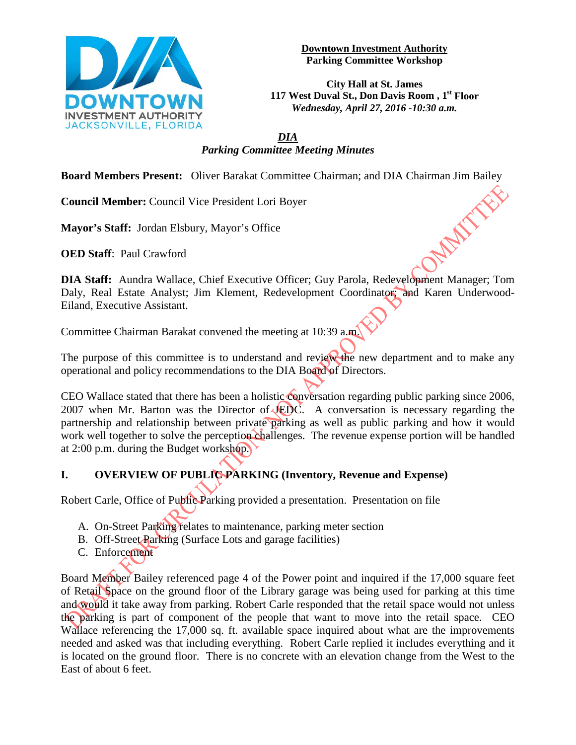**Downtown Investment Authority**
**Parking Committee Workshop**

**City Hall at St. James**
**117 West Duval St., Don Davis Room , 1st Floor**
***Wednesday, April 27, 2016 -10:30 a.m.***

***DIA***
***Parking Committee Meeting Minutes***

**Board Members Present:** Oliver Barakat Committee Chairman; and DIA Chairman Jim Bailey

**Council Member:** Council Vice President Lori Boyer

**Mayor's Staff:** Jordan Elsbury, Mayor's Office

**OED Staff**: Paul Crawford

**DIA Staff:** Aundra Wallace, Chief Executive Officer; Guy Parola, Redevelopment Manager; Tom Daly, Real Estate Analyst; Jim Klement, Redevelopment Coordinator; and Karen Underwood-Eiland, Executive Assistant.

Committee Chairman Barakat convened the meeting at 10:39 a.m.

The purpose of this committee is to understand and review the new department and to make any operational and policy recommendations to the DIA Board of Directors.

CEO Wallace stated that there has been a holistic conversation regarding public parking since 2006, 2007 when Mr. Barton was the Director of JEDC. A conversation is necessary regarding the partnership and relationship between private parking as well as public parking and how it would work well together to solve the perception challenges. The revenue expense portion will be handled at 2:00 p.m. during the Budget workshop.

## I. OVERVIEW OF PUBLIC PARKING (Inventory, Revenue and Expense)

Robert Carle, Office of Public Parking provided a presentation. Presentation on file

A. On-Street Parking relates to maintenance, parking meter section
B. Off-Street Parking (Surface Lots and garage facilities)
C. Enforcement

Board Member Bailey referenced page 4 of the Power point and inquired if the 17,000 square feet of Retail Space on the ground floor of the Library garage was being used for parking at this time and would it take away from parking. Robert Carle responded that the retail space would not unless the parking is part of component of the people that want to move into the retail space. CEO Wallace referencing the 17,000 sq. ft. available space inquired about what are the improvements needed and asked was that including everything. Robert Carle replied it includes everything and it is located on the ground floor. There is no concrete with an elevation change from the West to the East of about 6 feet.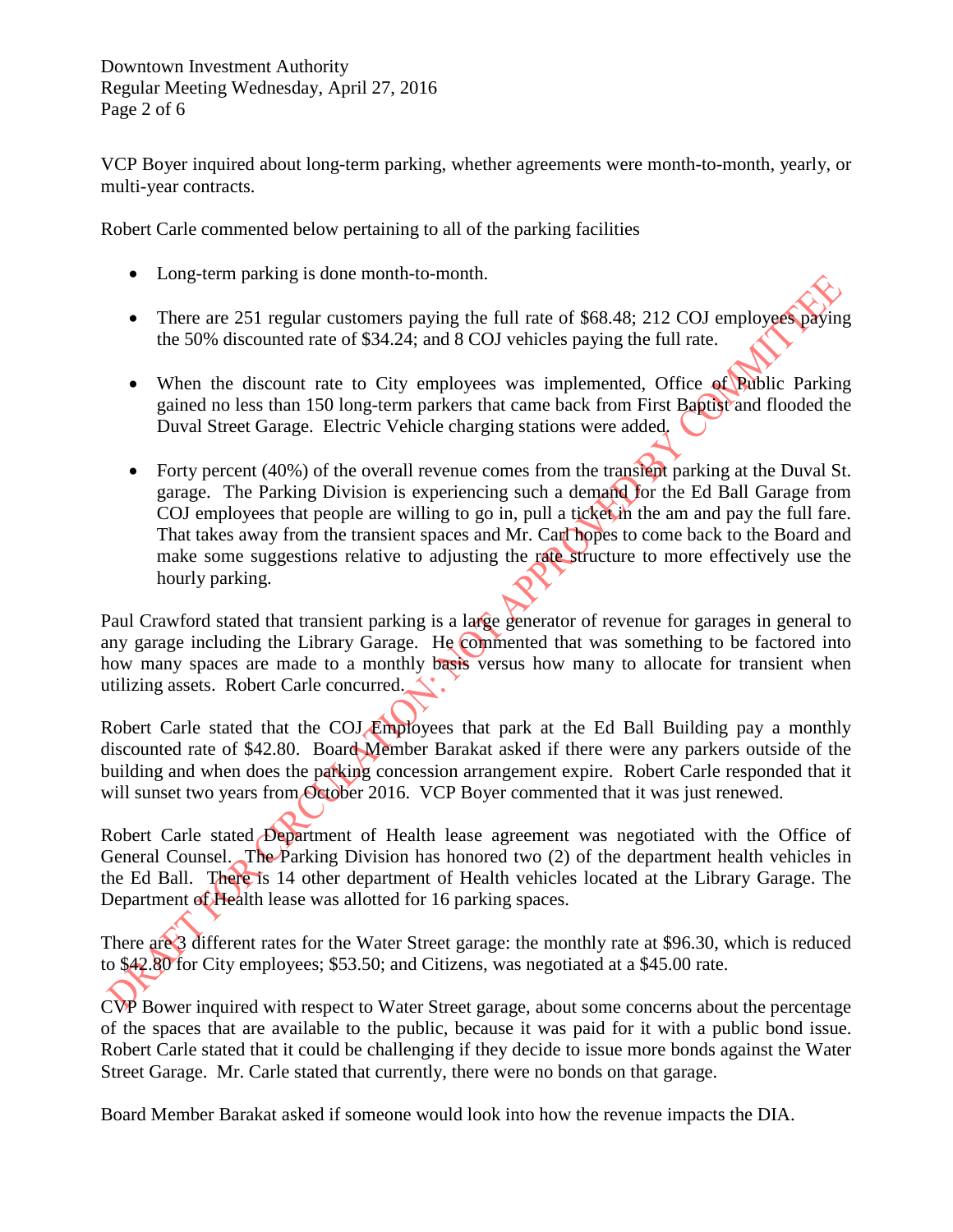VCP Boyer inquired about long-term parking, whether agreements were month-to-month, yearly, or multi-year contracts.

Robert Carle commented below pertaining to all of the parking facilities

- Long-term parking is done month-to-month.
- There are 251 regular customers paying the full rate of $68.48; 212 COJ employees paying the 50% discounted rate of $34.24; and 8 COJ vehicles paying the full rate.
- When the discount rate to City employees was implemented, Office of Public Parking gained no less than 150 long-term parkers that came back from First Baptist and flooded the Duval Street Garage. Electric Vehicle charging stations were added.
- Forty percent (40%) of the overall revenue comes from the transient parking at the Duval St. garage. The Parking Division is experiencing such a demand for the Ed Ball Garage from COJ employees that people are willing to go in, pull a ticket in the am and pay the full fare. That takes away from the transient spaces and Mr. Carl hopes to come back to the Board and make some suggestions relative to adjusting the rate structure to more effectively use the hourly parking.

Paul Crawford stated that transient parking is a large generator of revenue for garages in general to any garage including the Library Garage. He commented that was something to be factored into how many spaces are made to a monthly basis versus how many to allocate for transient when utilizing assets. Robert Carle concurred.

Robert Carle stated that the COJ Employees that park at the Ed Ball Building pay a monthly discounted rate of $42.80. Board Member Barakat asked if there were any parkers outside of the building and when does the parking concession arrangement expire. Robert Carle responded that it will sunset two years from October 2016. VCP Boyer commented that it was just renewed.

Robert Carle stated Department of Health lease agreement was negotiated with the Office of General Counsel. The Parking Division has honored two (2) of the department health vehicles in the Ed Ball. There is 14 other department of Health vehicles located at the Library Garage. The Department of Health lease was allotted for 16 parking spaces.

There are 3 different rates for the Water Street garage: the monthly rate at $96.30, which is reduced to $42.80 for City employees; $53.50; and Citizens, was negotiated at a $45.00 rate.

CVP Bower inquired with respect to Water Street garage, about some concerns about the percentage of the spaces that are available to the public, because it was paid for it with a public bond issue. Robert Carle stated that it could be challenging if they decide to issue more bonds against the Water Street Garage. Mr. Carle stated that currently, there were no bonds on that garage.

Board Member Barakat asked if someone would look into how the revenue impacts the DIA.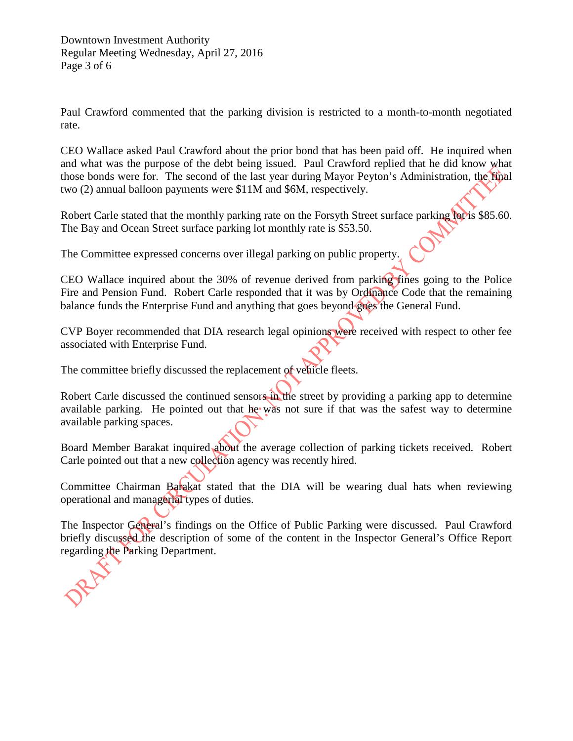Paul Crawford commented that the parking division is restricted to a month-to-month negotiated rate.

CEO Wallace asked Paul Crawford about the prior bond that has been paid off. He inquired when and what was the purpose of the debt being issued. Paul Crawford replied that he did know what those bonds were for. The second of the last year during Mayor Peyton's Administration, the final two (2) annual balloon payments were $11M and $6M, respectively.

Robert Carle stated that the monthly parking rate on the Forsyth Street surface parking lot is $85.60. The Bay and Ocean Street surface parking lot monthly rate is $53.50.

The Committee expressed concerns over illegal parking on public property.

CEO Wallace inquired about the 30% of revenue derived from parking fines going to the Police Fire and Pension Fund. Robert Carle responded that it was by Ordinance Code that the remaining balance funds the Enterprise Fund and anything that goes beyond goes the General Fund.

CVP Boyer recommended that DIA research legal opinions were received with respect to other fee associated with Enterprise Fund.

The committee briefly discussed the replacement of vehicle fleets.

Robert Carle discussed the continued sensors in the street by providing a parking app to determine available parking. He pointed out that he was not sure if that was the safest way to determine available parking spaces.

Board Member Barakat inquired about the average collection of parking tickets received. Robert Carle pointed out that a new collection agency was recently hired.

Committee Chairman Barakat stated that the DIA will be wearing dual hats when reviewing operational and managerial types of duties.

The Inspector General's findings on the Office of Public Parking were discussed. Paul Crawford briefly discussed the description of some of the content in the Inspector General's Office Report regarding the Parking Department.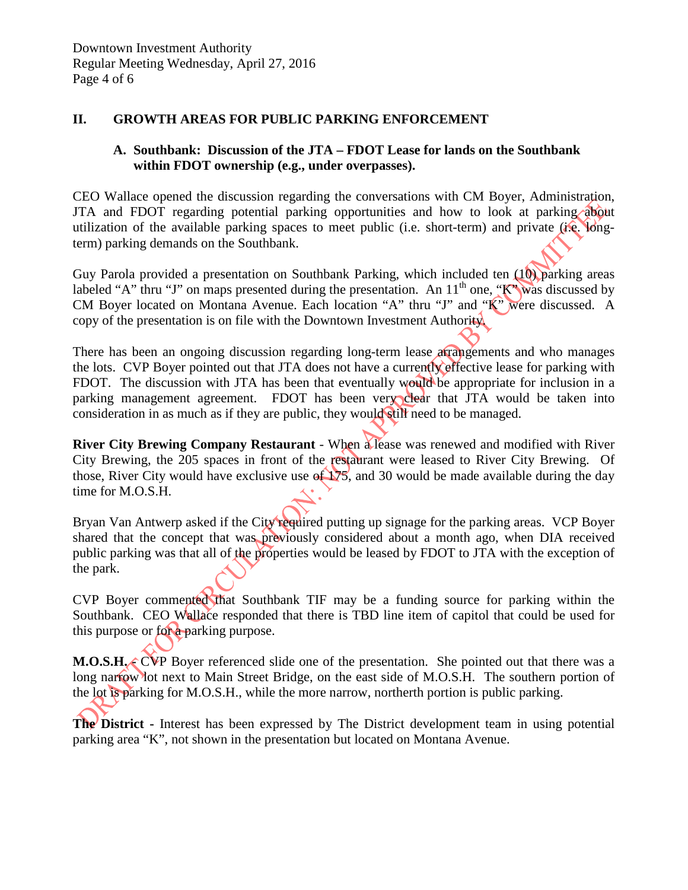## II. GROWTH AREAS FOR PUBLIC PARKING ENFORCEMENT

### A. Southbank: Discussion of the JTA – FDOT Lease for lands on the Southbank within FDOT ownership (e.g., under overpasses).

CEO Wallace opened the discussion regarding the conversations with CM Boyer, Administration, JTA and FDOT regarding potential parking opportunities and how to look at parking about utilization of the available parking spaces to meet public (i.e. short-term) and private (i.e. long-term) parking demands on the Southbank.

Guy Parola provided a presentation on Southbank Parking, which included ten (10) parking areas labeled "A" thru "J" on maps presented during the presentation. An 11th one, "K" was discussed by CM Boyer located on Montana Avenue. Each location "A" thru "J" and "K" were discussed. A copy of the presentation is on file with the Downtown Investment Authority.

There has been an ongoing discussion regarding long-term lease arrangements and who manages the lots. CVP Boyer pointed out that JTA does not have a currently effective lease for parking with FDOT. The discussion with JTA has been that eventually would be appropriate for inclusion in a parking management agreement. FDOT has been very clear that JTA would be taken into consideration in as much as if they are public, they would still need to be managed.

**River City Brewing Company Restaurant** - When a lease was renewed and modified with River City Brewing, the 205 spaces in front of the restaurant were leased to River City Brewing. Of those, River City would have exclusive use of 175, and 30 would be made available during the day time for M.O.S.H.

Bryan Van Antwerp asked if the City required putting up signage for the parking areas. VCP Boyer shared that the concept that was previously considered about a month ago, when DIA received public parking was that all of the properties would be leased by FDOT to JTA with the exception of the park.

CVP Boyer commented that Southbank TIF may be a funding source for parking within the Southbank. CEO Wallace responded that there is TBD line item of capitol that could be used for this purpose or for a parking purpose.

**M.O.S.H.** - CVP Boyer referenced slide one of the presentation. She pointed out that there was a long narrow lot next to Main Street Bridge, on the east side of M.O.S.H. The southern portion of the lot is parking for M.O.S.H., while the more narrow, northerth portion is public parking.

**The District** - Interest has been expressed by The District development team in using potential parking area "K", not shown in the presentation but located on Montana Avenue.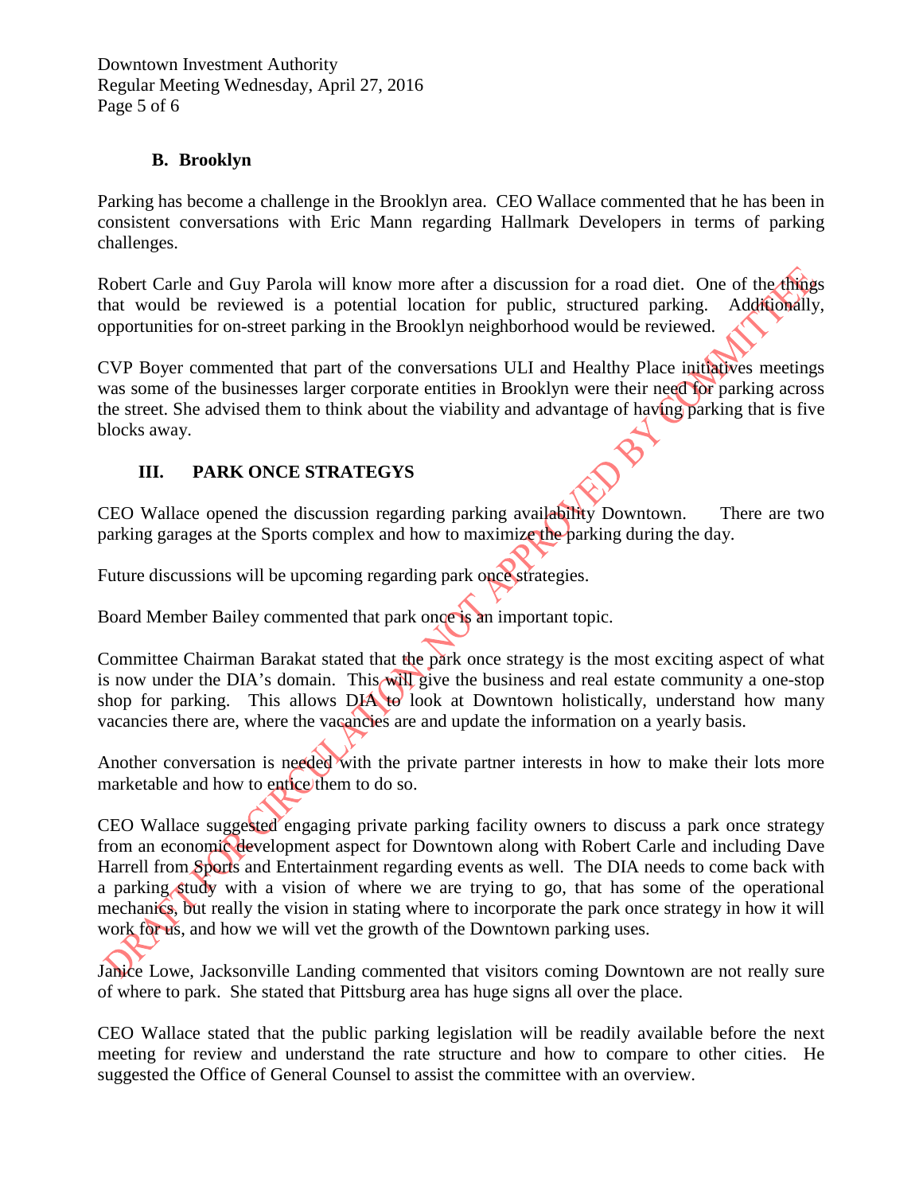### B. Brooklyn

Parking has become a challenge in the Brooklyn area. CEO Wallace commented that he has been in consistent conversations with Eric Mann regarding Hallmark Developers in terms of parking challenges.

Robert Carle and Guy Parola will know more after a discussion for a road diet. One of the things that would be reviewed is a potential location for public, structured parking. Additionally, opportunities for on-street parking in the Brooklyn neighborhood would be reviewed.

CVP Boyer commented that part of the conversations ULI and Healthy Place initiatives meetings was some of the businesses larger corporate entities in Brooklyn were their need for parking across the street. She advised them to think about the viability and advantage of having parking that is five blocks away.

## III. PARK ONCE STRATEGYS

CEO Wallace opened the discussion regarding parking availability Downtown. There are two parking garages at the Sports complex and how to maximize the parking during the day.

Future discussions will be upcoming regarding park once strategies.

Board Member Bailey commented that park once is an important topic.

Committee Chairman Barakat stated that the park once strategy is the most exciting aspect of what is now under the DIA's domain. This will give the business and real estate community a one-stop shop for parking. This allows DIA to look at Downtown holistically, understand how many vacancies there are, where the vacancies are and update the information on a yearly basis.

Another conversation is needed with the private partner interests in how to make their lots more marketable and how to entice them to do so.

CEO Wallace suggested engaging private parking facility owners to discuss a park once strategy from an economic development aspect for Downtown along with Robert Carle and including Dave Harrell from Sports and Entertainment regarding events as well. The DIA needs to come back with a parking study with a vision of where we are trying to go, that has some of the operational mechanics, but really the vision in stating where to incorporate the park once strategy in how it will work for us, and how we will vet the growth of the Downtown parking uses.

Janice Lowe, Jacksonville Landing commented that visitors coming Downtown are not really sure of where to park. She stated that Pittsburg area has huge signs all over the place.

CEO Wallace stated that the public parking legislation will be readily available before the next meeting for review and understand the rate structure and how to compare to other cities. He suggested the Office of General Counsel to assist the committee with an overview.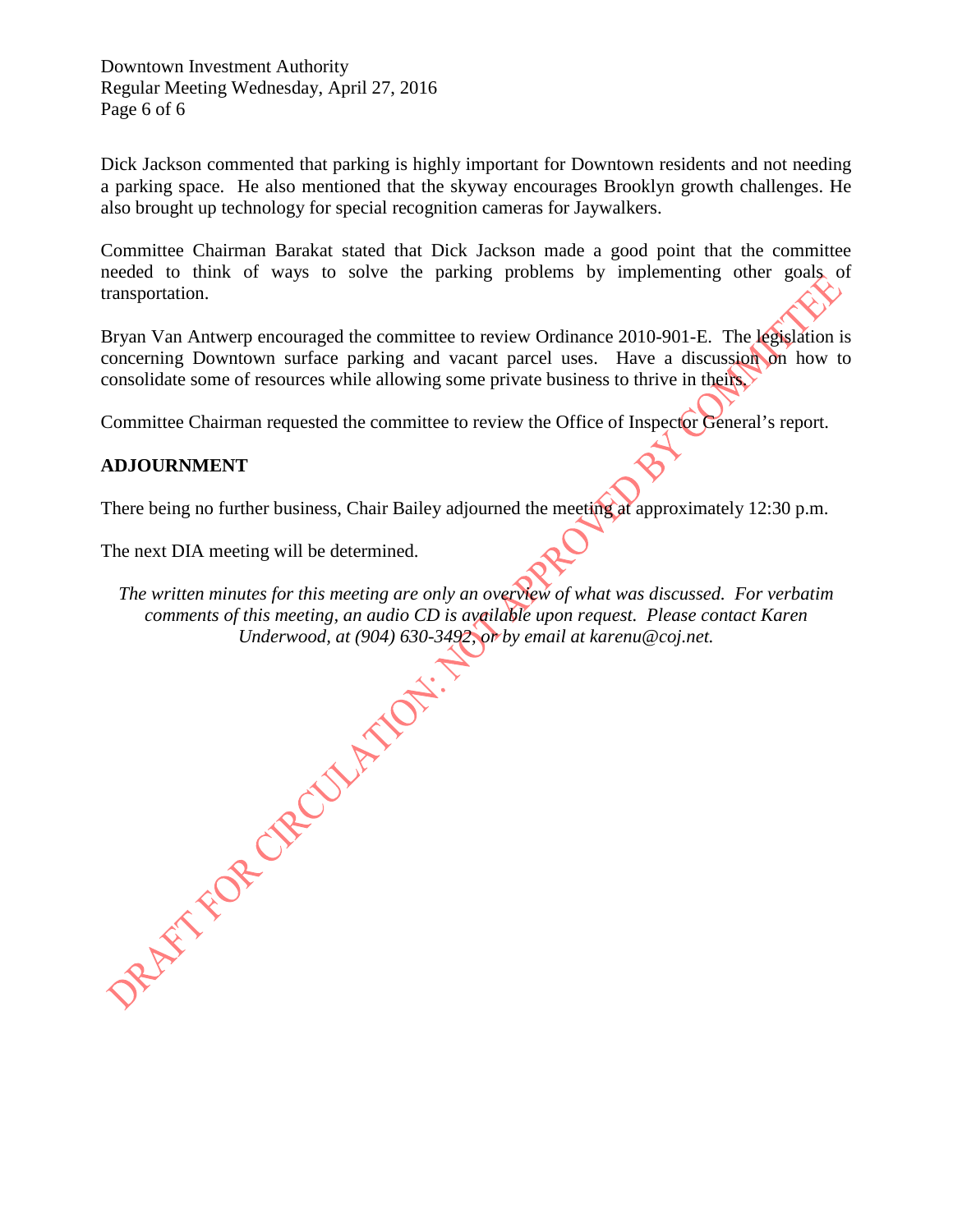Dick Jackson commented that parking is highly important for Downtown residents and not needing a parking space. He also mentioned that the skyway encourages Brooklyn growth challenges. He also brought up technology for special recognition cameras for Jaywalkers.

Committee Chairman Barakat stated that Dick Jackson made a good point that the committee needed to think of ways to solve the parking problems by implementing other goals of transportation.

Bryan Van Antwerp encouraged the committee to review Ordinance 2010-901-E. The legislation is concerning Downtown surface parking and vacant parcel uses. Have a discussion on how to consolidate some of resources while allowing some private business to thrive in theirs.

Committee Chairman requested the committee to review the Office of Inspector General's report.

**ADJOURNMENT**

There being no further business, Chair Bailey adjourned the meeting at approximately 12:30 p.m.

The next DIA meeting will be determined.

*The written minutes for this meeting are only an overview of what was discussed. For verbatim comments of this meeting, an audio CD is available upon request. Please contact Karen Underwood, at (904) 630-3492, or by email at karenu@coj.net.*

DRAFT FOR CIRCULATION: NOT APPROVED BY COMMITTEE